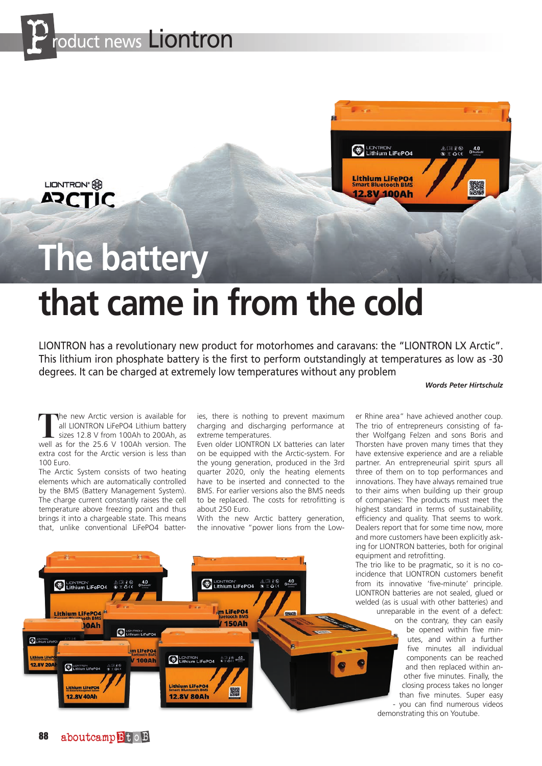# The battery that came in from the cold

LIONTRON has a revolutionary new product for motorhomes and caravans: the "LIONTRON LX Arctic". This lithium iron phosphate battery is the first to perform outstandingly at temperatures as low as -30 degrees. It can be charged at extremely low temperatures without any problem

***Words Peter Hirtschulz***

The new Arctic version is available for all LIONTRON LiFePO4 Lithium battery sizes 12.8 V from 100Ah to 200Ah, as well as for the 25.6 V 100Ah version. The extra cost for the Arctic version is less than 100 Euro.

The Arctic System consists of two heating elements which are automatically controlled by the BMS (Battery Management System). The charge current constantly raises the cell temperature above freezing point and thus brings it into a chargeable state. This means that, unlike conventional LiFePO4 batteries, there is nothing to prevent maximum charging and discharging performance at extreme temperatures.

Even older LIONTRON LX batteries can later on be equipped with the Arctic-system. For the young generation, produced in the 3rd quarter 2020, only the heating elements have to be inserted and connected to the BMS. For earlier versions also the BMS needs to be replaced. The costs for retrofitting is about 250 Euro.

With the new Arctic battery generation, the innovative "power lions from the Lower Rhine area" have achieved another coup. The trio of entrepreneurs consisting of father Wolfgang Felzen and sons Boris and Thorsten have proven many times that they have extensive experience and are a reliable partner. An entrepreneurial spirit spurs all three of them on to top performances and innovations. They have always remained true to their aims when building up their group of companies: The products must meet the highest standard in terms of sustainability, efficiency and quality. That seems to work. Dealers report that for some time now, more and more customers have been explicitly asking for LIONTRON batteries, both for original equipment and retrofitting.

The trio like to be pragmatic, so it is no coincidence that LIONTRON customers benefit from its innovative 'five-minute' principle. LIONTRON batteries are not sealed, glued or welded (as is usual with other batteries) and unreparable in the event of a defect: on the contrary, they can easily be opened within five minutes, and within a further five minutes all individual components can be reached and then replaced within another five minutes. Finally, the closing process takes no longer than five minutes. Super easy - you can find numerous videos demonstrating this on Youtube.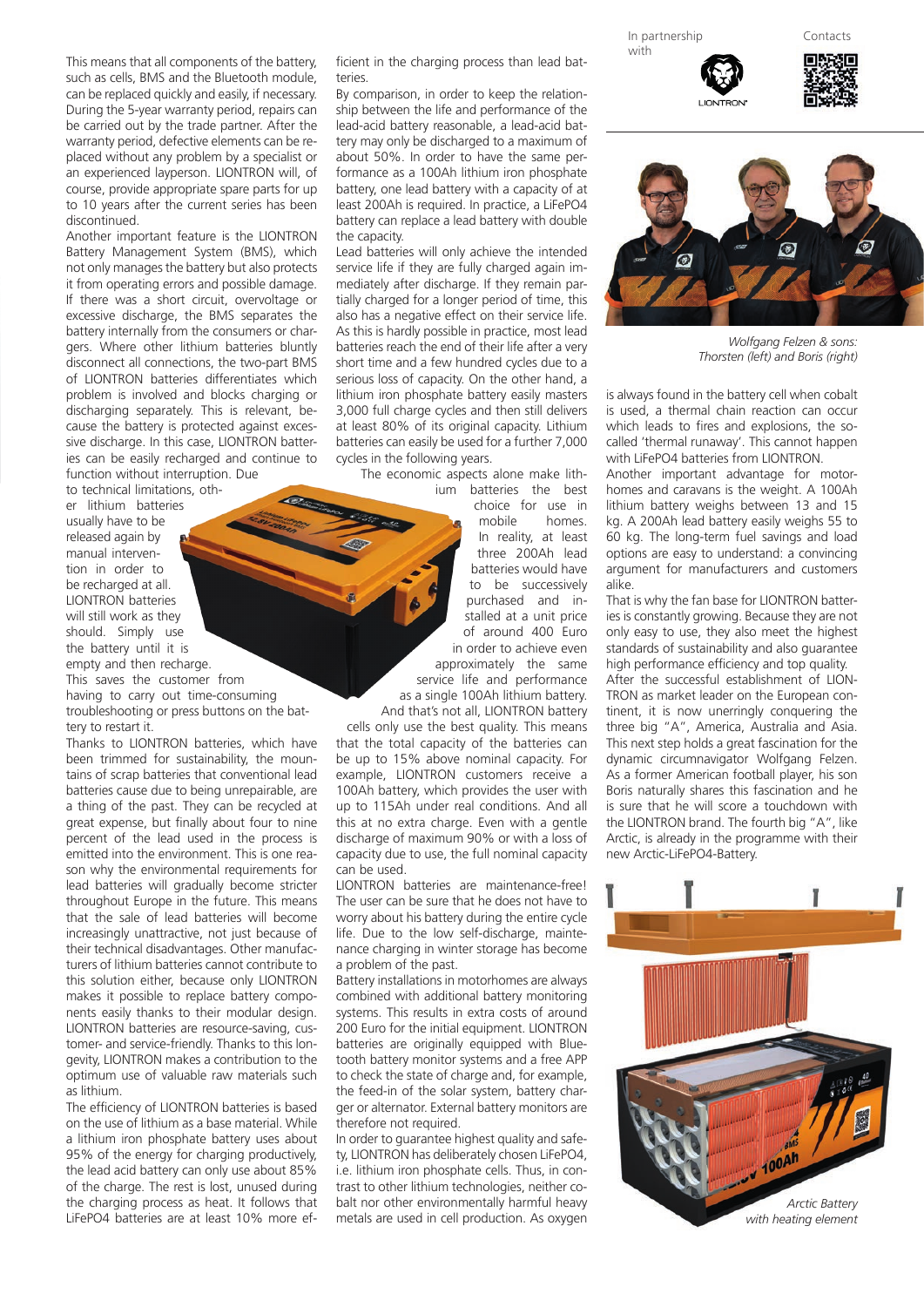This means that all components of the battery, such as cells, BMS and the Bluetooth module, can be replaced quickly and easily, if necessary. During the 5-year warranty period, repairs can be carried out by the trade partner. After the warranty period, defective elements can be replaced without any problem by a specialist or an experienced layperson. LIONTRON will, of course, provide appropriate spare parts for up to 10 years after the current series has been discontinued.

Another important feature is the LIONTRON Battery Management System (BMS), which not only manages the battery but also protects it from operating errors and possible damage. If there was a short circuit, overvoltage or excessive discharge, the BMS separates the battery internally from the consumers or chargers. Where other lithium batteries bluntly disconnect all connections, the two-part BMS of LIONTRON batteries differentiates which problem is involved and blocks charging or discharging separately. This is relevant, because the battery is protected against excessive discharge. In this case, LIONTRON batteries can be easily recharged and continue to function without interruption. Due to technical limitations, other lithium batteries usually have to be released again by manual intervention in order to be recharged at all. LIONTRON batteries will still work as they should. Simply use the battery until it is empty and then recharge. This saves the customer from having to carry out time-consuming troubleshooting or press buttons on the battery to restart it.

Thanks to LIONTRON batteries, which have been trimmed for sustainability, the mountains of scrap batteries that conventional lead batteries cause due to being unrepairable, are a thing of the past. They can be recycled at great expense, but finally about four to nine percent of the lead used in the process is emitted into the environment. This is one reason why the environmental requirements for lead batteries will gradually become stricter throughout Europe in the future. This means that the sale of lead batteries will become increasingly unattractive, not just because of their technical disadvantages. Other manufacturers of lithium batteries cannot contribute to this solution either, because only LIONTRON makes it possible to replace battery components easily thanks to their modular design. LIONTRON batteries are resource-saving, customer- and service-friendly. Thanks to this longevity, LIONTRON makes a contribution to the optimum use of valuable raw materials such as lithium.

The efficiency of LIONTRON batteries is based on the use of lithium as a base material. While a lithium iron phosphate battery uses about 95% of the energy for charging productively, the lead acid battery can only use about 85% of the charge. The rest is lost, unused during the charging process as heat. It follows that LiFePO4 batteries are at least 10% more efficient in the charging process than lead batteries.

By comparison, in order to keep the relationship between the life and performance of the lead-acid battery reasonable, a lead-acid battery may only be discharged to a maximum of about 50%. In order to have the same performance as a 100Ah lithium iron phosphate battery, one lead battery with a capacity of at least 200Ah is required. In practice, a LiFePO4 battery can replace a lead battery with double the capacity.

Lead batteries will only achieve the intended service life if they are fully charged again immediately after discharge. If they remain partially charged for a longer period of time, this also has a negative effect on their service life. As this is hardly possible in practice, most lead batteries reach the end of their life after a very short time and a few hundred cycles due to a serious loss of capacity. On the other hand, a lithium iron phosphate battery easily masters 3,000 full charge cycles and then still delivers at least 80% of its original capacity. Lithium batteries can easily be used for a further 7,000 cycles in the following years.

The economic aspects alone make lithium batteries the best choice for use in mobile homes. In reality, at least three 200Ah lead batteries would have to be successively purchased and installed at a unit price of around 400 Euro in order to achieve even approximately the same service life and performance as a single 100Ah lithium battery.

And that's not all, LIONTRON battery cells only use the best quality. This means that the total capacity of the batteries can be up to 15% above nominal capacity. For example, LIONTRON customers receive a 100Ah battery, which provides the user with up to 115Ah under real conditions. And all this at no extra charge. Even with a gentle discharge of maximum 90% or with a loss of capacity due to use, the full nominal capacity can be used.

LIONTRON batteries are maintenance-free! The user can be sure that he does not have to worry about his battery during the entire cycle life. Due to the low self-discharge, maintenance charging in winter storage has become a problem of the past.

Battery installations in motorhomes are always combined with additional battery monitoring systems. This results in extra costs of around 200 Euro for the initial equipment. LIONTRON batteries are originally equipped with Bluetooth battery monitor systems and a free APP to check the state of charge and, for example, the feed-in of the solar system, battery charger or alternator. External battery monitors are therefore not required.

In order to guarantee highest quality and safety, LIONTRON has deliberately chosen LiFePO4, i.e. lithium iron phosphate cells. Thus, in contrast to other lithium technologies, neither cobalt nor other environmentally harmful heavy metals are used in cell production. As oxygen is always found in the battery cell when cobalt is used, a thermal chain reaction can occur which leads to fires and explosions, the so-called 'thermal runaway'. This cannot happen with LiFePO4 batteries from LIONTRON.

Another important advantage for motorhomes and caravans is the weight. A 100Ah lithium battery weighs between 13 and 15 kg. A 200Ah lead battery easily weighs 55 to 60 kg. The long-term fuel savings and load options are easy to understand: a convincing argument for manufacturers and customers alike.

That is why the fan base for LIONTRON batteries is constantly growing. Because they are not only easy to use, they also meet the highest standards of sustainability and also guarantee high performance efficiency and top quality.

After the successful establishment of LIONTRON as market leader on the European continent, it is now unerringly conquering the three big "A", America, Australia and Asia. This next step holds a great fascination for the dynamic circumnavigator Wolfgang Felzen. As a former American football player, his son Boris naturally shares this fascination and he is sure that he will score a touchdown with the LIONTRON brand. The fourth big "A", like Arctic, is already in the programme with their new Arctic-LiFePO4-Battery.

In partnership with

Contacts

*Wolfgang Felzen & sons: Thorsten (left) and Boris (right)*

*Arctic Battery with heating element*